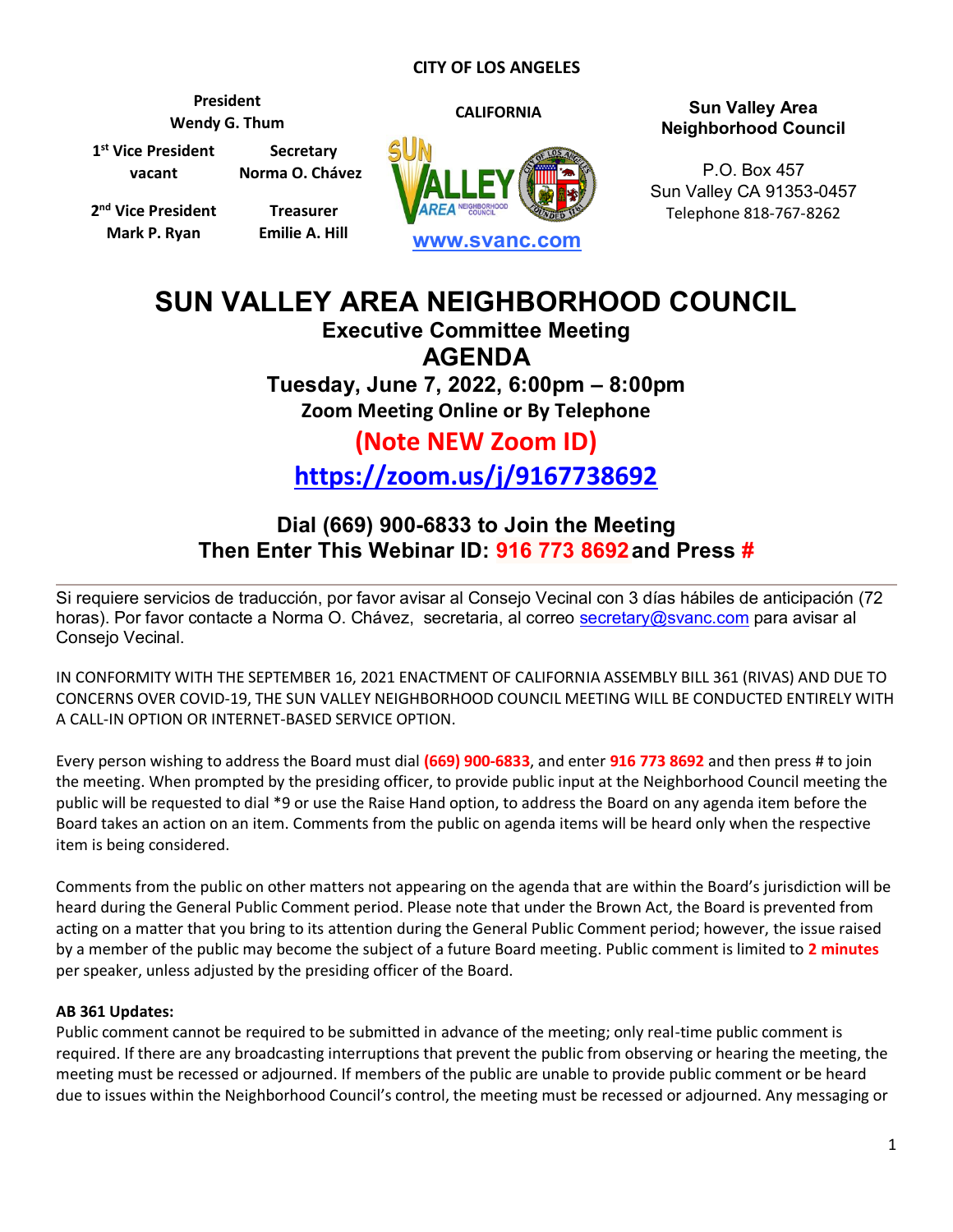**CITY OF LOS ANGELES**

**CALIFORNIA**

**President**
**Wendy G. Thum**

**1st Vice President**
**vacant**

**Secretary**
**Norma O. Chávez**

**2nd Vice President**
**Mark P. Ryan**

**Treasurer**
**Emilie A. Hill**

www.svanc.com

**Sun Valley Area Neighborhood Council**

P.O. Box 457
Sun Valley CA 91353-0457
Telephone 818-767-8262

# SUN VALLEY AREA NEIGHBORHOOD COUNCIL

## Executive Committee Meeting

## AGENDA

### Tuesday, June 7, 2022, 6:00pm – 8:00pm

### Zoom Meeting Online or By Telephone

## (Note NEW Zoom ID)

## https://zoom.us/j/9167738692

### Dial (669) 900-6833 to Join the Meeting
### Then Enter This Webinar ID: 916 773 8692 and Press #

---

Si requiere servicios de traducción, por favor avisar al Consejo Vecinal con 3 días hábiles de anticipación (72 horas). Por favor contacte a Norma O. Chávez, secretaria, al correo secretary@svanc.com para avisar al Consejo Vecinal.

IN CONFORMITY WITH THE SEPTEMBER 16, 2021 ENACTMENT OF CALIFORNIA ASSEMBLY BILL 361 (RIVAS) AND DUE TO CONCERNS OVER COVID-19, THE SUN VALLEY NEIGHBORHOOD COUNCIL MEETING WILL BE CONDUCTED ENTIRELY WITH A CALL-IN OPTION OR INTERNET-BASED SERVICE OPTION.

Every person wishing to address the Board must dial **(669) 900-6833**, and enter **916 773 8692** and then press # to join the meeting. When prompted by the presiding officer, to provide public input at the Neighborhood Council meeting the public will be requested to dial *9 or use the Raise Hand option, to address the Board on any agenda item before the Board takes an action on an item. Comments from the public on agenda items will be heard only when the respective item is being considered.

Comments from the public on other matters not appearing on the agenda that are within the Board's jurisdiction will be heard during the General Public Comment period. Please note that under the Brown Act, the Board is prevented from acting on a matter that you bring to its attention during the General Public Comment period; however, the issue raised by a member of the public may become the subject of a future Board meeting. Public comment is limited to **2 minutes** per speaker, unless adjusted by the presiding officer of the Board.

**AB 361 Updates:**
Public comment cannot be required to be submitted in advance of the meeting; only real-time public comment is required. If there are any broadcasting interruptions that prevent the public from observing or hearing the meeting, the meeting must be recessed or adjourned. If members of the public are unable to provide public comment or be heard due to issues within the Neighborhood Council's control, the meeting must be recessed or adjourned. Any messaging or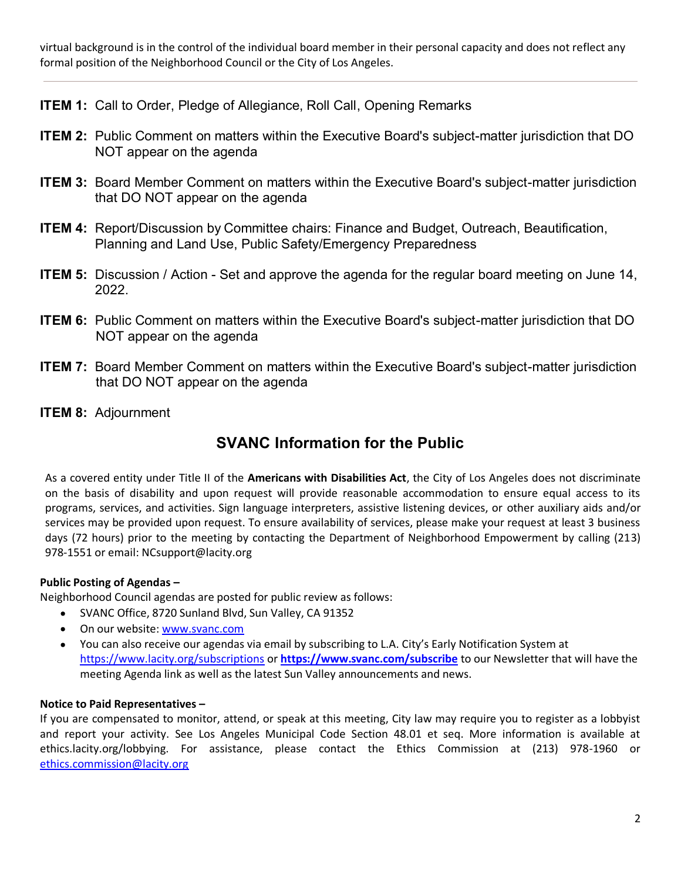virtual background is in the control of the individual board member in their personal capacity and does not reflect any formal position of the Neighborhood Council or the City of Los Angeles.

---

**ITEM 1:** Call to Order, Pledge of Allegiance, Roll Call, Opening Remarks

**ITEM 2:** Public Comment on matters within the Executive Board's subject-matter jurisdiction that DO NOT appear on the agenda

**ITEM 3:** Board Member Comment on matters within the Executive Board's subject-matter jurisdiction that DO NOT appear on the agenda

**ITEM 4:** Report/Discussion by Committee chairs: Finance and Budget, Outreach, Beautification, Planning and Land Use, Public Safety/Emergency Preparedness

**ITEM 5:** Discussion / Action - Set and approve the agenda for the regular board meeting on June 14, 2022.

**ITEM 6:** Public Comment on matters within the Executive Board's subject-matter jurisdiction that DO NOT appear on the agenda

**ITEM 7:** Board Member Comment on matters within the Executive Board's subject-matter jurisdiction that DO NOT appear on the agenda

**ITEM 8:** Adjournment

## SVANC Information for the Public

As a covered entity under Title II of the **Americans with Disabilities Act**, the City of Los Angeles does not discriminate on the basis of disability and upon request will provide reasonable accommodation to ensure equal access to its programs, services, and activities. Sign language interpreters, assistive listening devices, or other auxiliary aids and/or services may be provided upon request. To ensure availability of services, please make your request at least 3 business days (72 hours) prior to the meeting by contacting the Department of Neighborhood Empowerment by calling (213) 978-1551 or email: NCsupport@lacity.org

**Public Posting of Agendas –**

Neighborhood Council agendas are posted for public review as follows:

- SVANC Office, 8720 Sunland Blvd, Sun Valley, CA 91352
- On our website: www.svanc.com
- You can also receive our agendas via email by subscribing to L.A. City's Early Notification System at https://www.lacity.org/subscriptions or **https://www.svanc.com/subscribe** to our Newsletter that will have the meeting Agenda link as well as the latest Sun Valley announcements and news.

**Notice to Paid Representatives –**

If you are compensated to monitor, attend, or speak at this meeting, City law may require you to register as a lobbyist and report your activity. See Los Angeles Municipal Code Section 48.01 et seq. More information is available at ethics.lacity.org/lobbying. For assistance, please contact the Ethics Commission at (213) 978-1960 or ethics.commission@lacity.org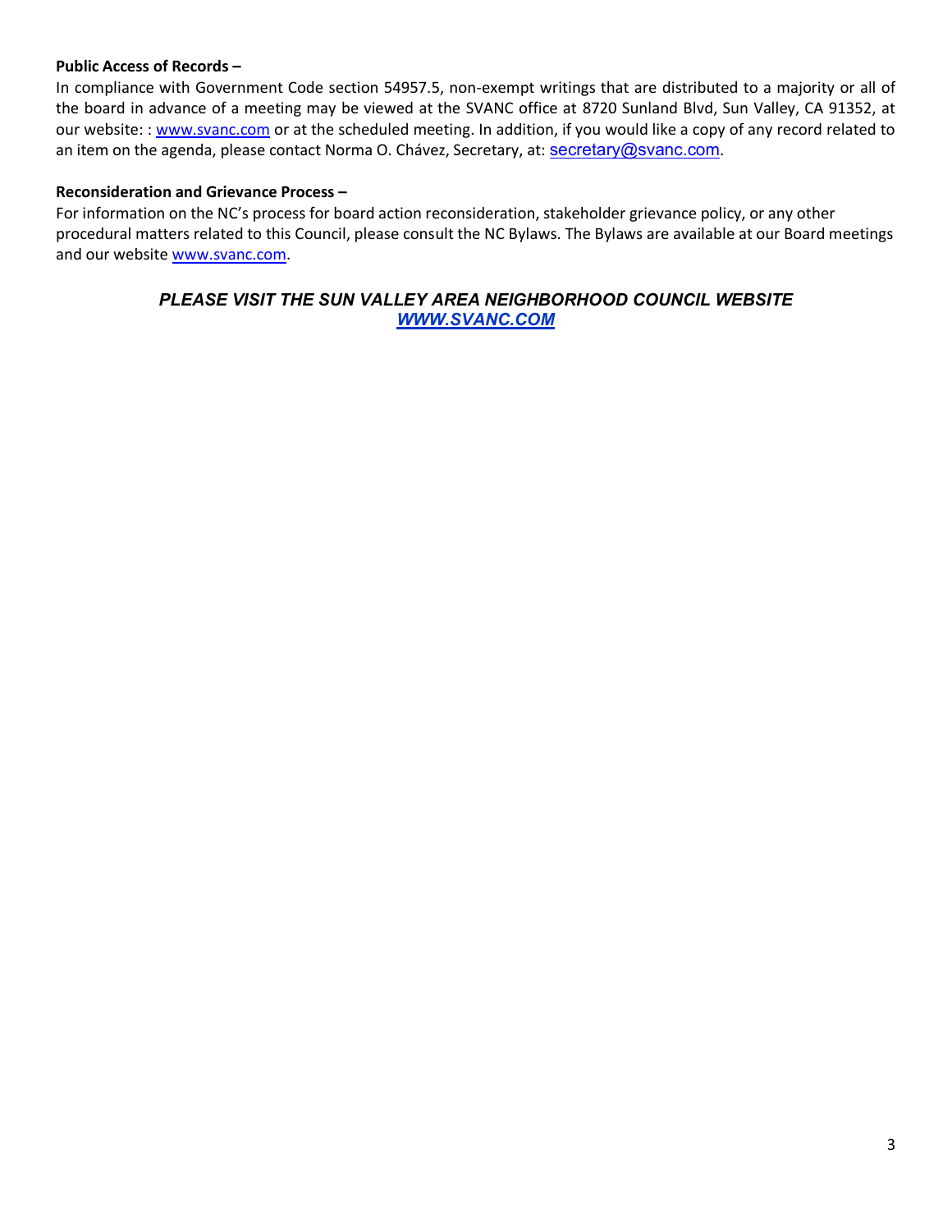**Public Access of Records –**

In compliance with Government Code section 54957.5, non-exempt writings that are distributed to a majority or all of the board in advance of a meeting may be viewed at the SVANC office at 8720 Sunland Blvd, Sun Valley, CA 91352, at our website: : www.svanc.com or at the scheduled meeting. In addition, if you would like a copy of any record related to an item on the agenda, please contact Norma O. Chávez, Secretary, at: secretary@svanc.com.

**Reconsideration and Grievance Process –**

For information on the NC's process for board action reconsideration, stakeholder grievance policy, or any other procedural matters related to this Council, please consult the NC Bylaws. The Bylaws are available at our Board meetings and our website www.svanc.com.

***PLEASE VISIT THE SUN VALLEY AREA NEIGHBORHOOD COUNCIL WEBSITE***
***WWW.SVANC.COM***